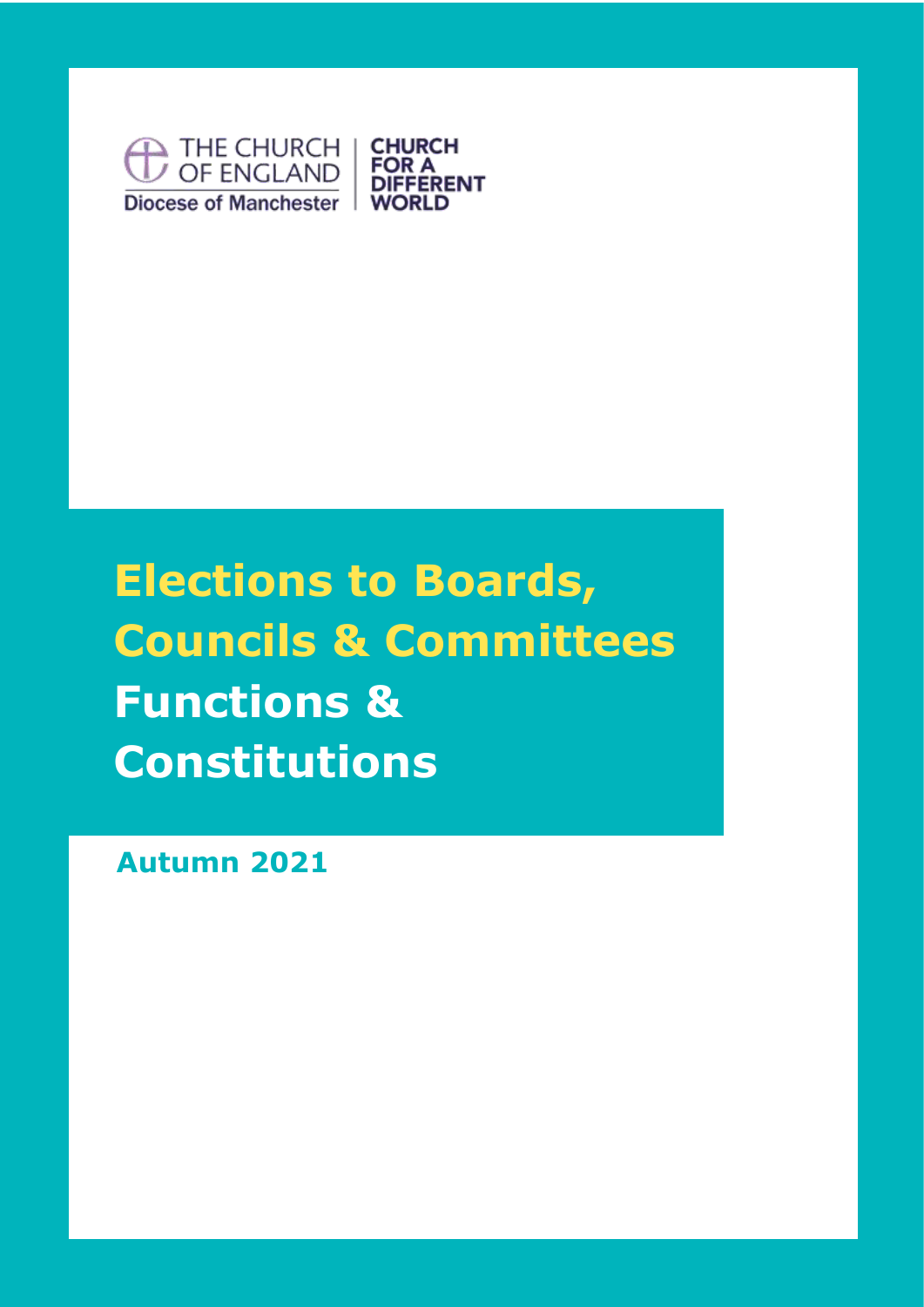THE CHURCH OF ENGLAND
Diocese of Manchester

CHURCH FOR A DIFFERENT WORLD

# Elections to Boards, Councils & Committees

# Functions & Constitutions

**Autumn 2021**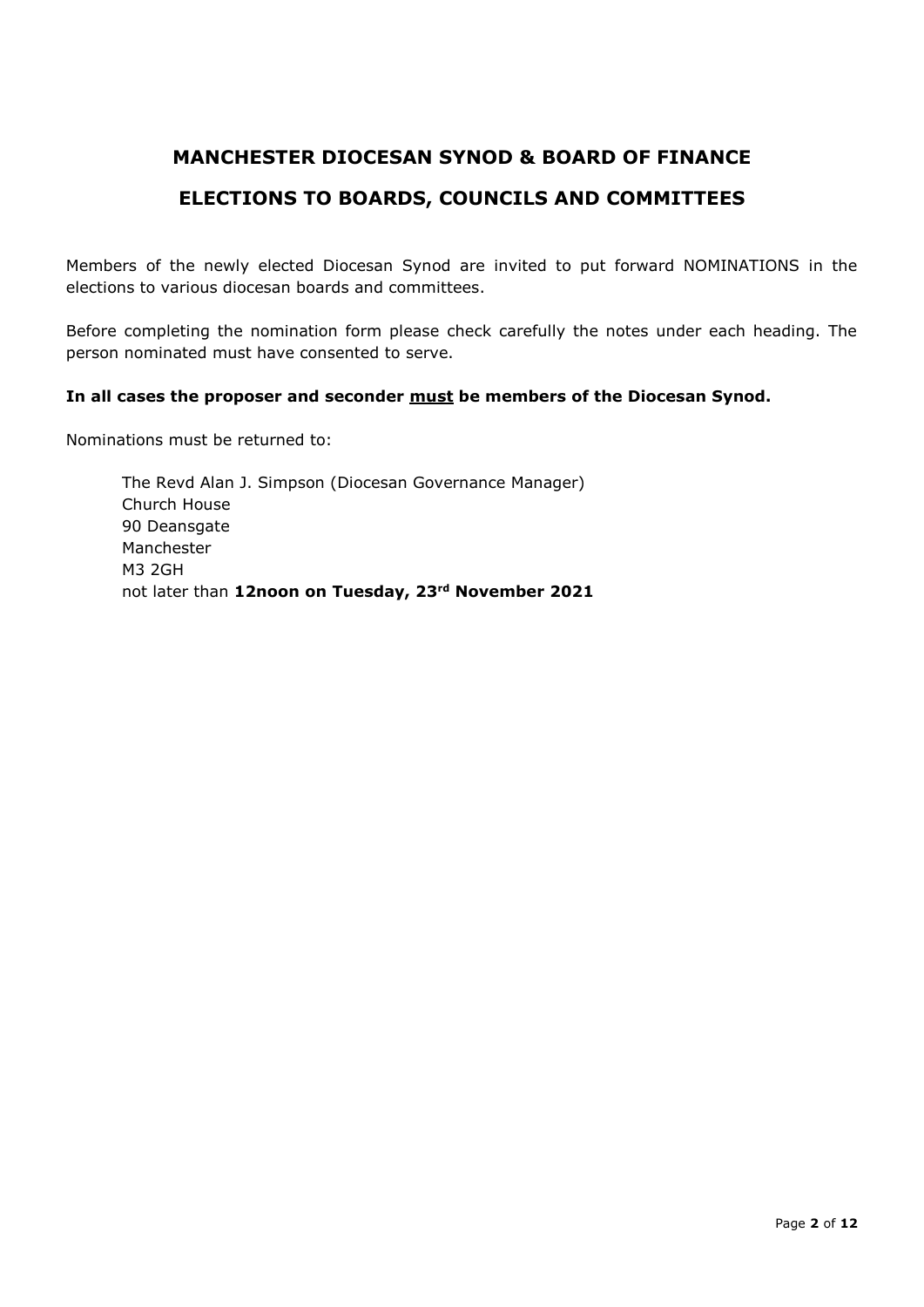# MANCHESTER DIOCESAN SYNOD & BOARD OF FINANCE

# ELECTIONS TO BOARDS, COUNCILS AND COMMITTEES

Members of the newly elected Diocesan Synod are invited to put forward NOMINATIONS in the elections to various diocesan boards and committees.

Before completing the nomination form please check carefully the notes under each heading. The person nominated must have consented to serve.

**In all cases the proposer and seconder <u>must</u> be members of the Diocesan Synod.**

Nominations must be returned to:

The Revd Alan J. Simpson (Diocesan Governance Manager)
Church House
90 Deansgate
Manchester
M3 2GH
not later than **12noon on Tuesday, 23rd November 2021**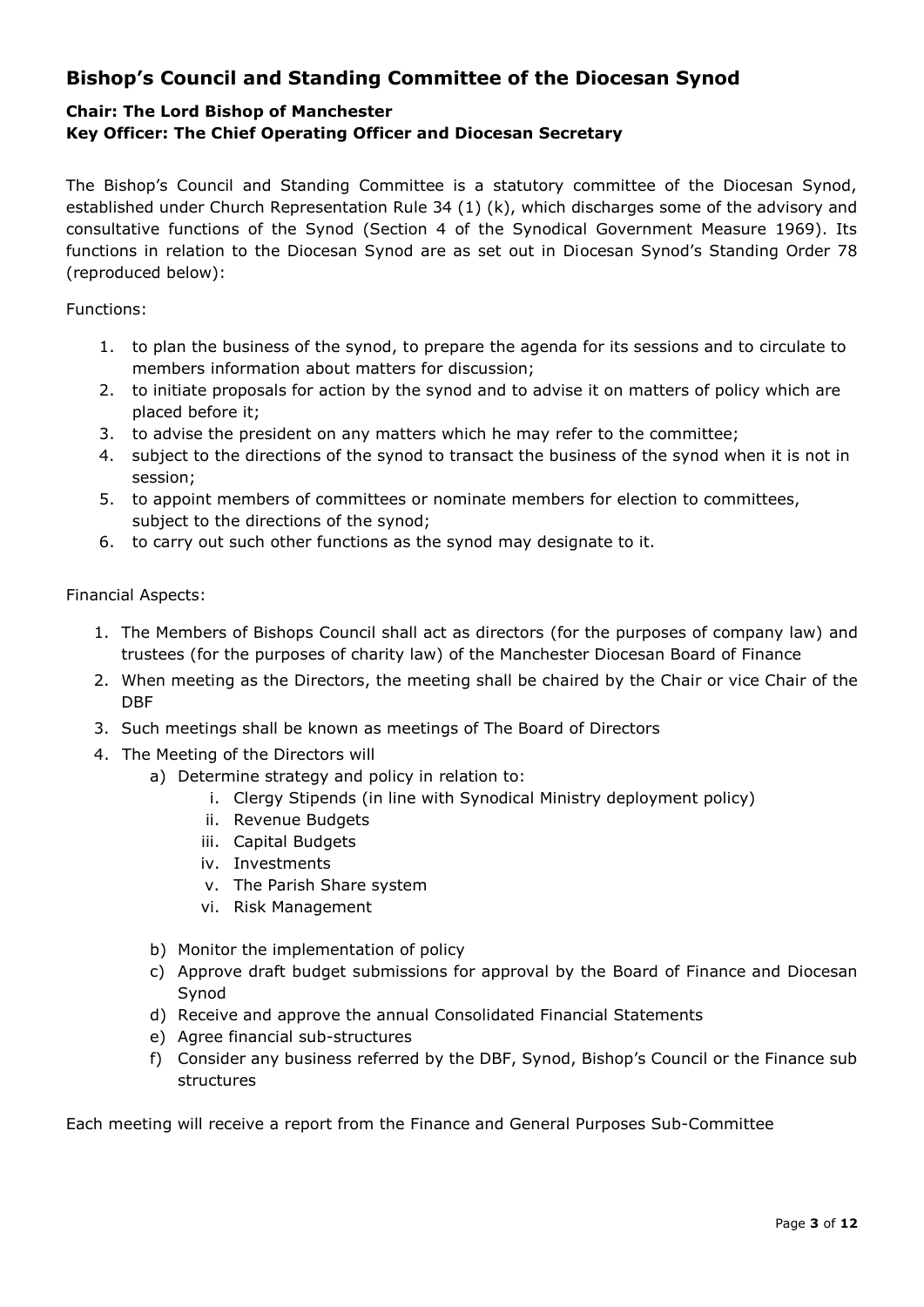## Bishop's Council and Standing Committee of the Diocesan Synod

**Chair: The Lord Bishop of Manchester**
**Key Officer: The Chief Operating Officer and Diocesan Secretary**

The Bishop's Council and Standing Committee is a statutory committee of the Diocesan Synod, established under Church Representation Rule 34 (1) (k), which discharges some of the advisory and consultative functions of the Synod (Section 4 of the Synodical Government Measure 1969). Its functions in relation to the Diocesan Synod are as set out in Diocesan Synod's Standing Order 78 (reproduced below):

Functions:

1. to plan the business of the synod, to prepare the agenda for its sessions and to circulate to members information about matters for discussion;
2. to initiate proposals for action by the synod and to advise it on matters of policy which are placed before it;
3. to advise the president on any matters which he may refer to the committee;
4. subject to the directions of the synod to transact the business of the synod when it is not in session;
5. to appoint members of committees or nominate members for election to committees, subject to the directions of the synod;
6. to carry out such other functions as the synod may designate to it.

Financial Aspects:

1. The Members of Bishops Council shall act as directors (for the purposes of company law) and trustees (for the purposes of charity law) of the Manchester Diocesan Board of Finance
2. When meeting as the Directors, the meeting shall be chaired by the Chair or vice Chair of the DBF
3. Such meetings shall be known as meetings of The Board of Directors
4. The Meeting of the Directors will
    a) Determine strategy and policy in relation to:
        i. Clergy Stipends (in line with Synodical Ministry deployment policy)
        ii. Revenue Budgets
        iii. Capital Budgets
        iv. Investments
        v. The Parish Share system
        vi. Risk Management
    b) Monitor the implementation of policy
    c) Approve draft budget submissions for approval by the Board of Finance and Diocesan Synod
    d) Receive and approve the annual Consolidated Financial Statements
    e) Agree financial sub-structures
    f) Consider any business referred by the DBF, Synod, Bishop's Council or the Finance sub structures

Each meeting will receive a report from the Finance and General Purposes Sub-Committee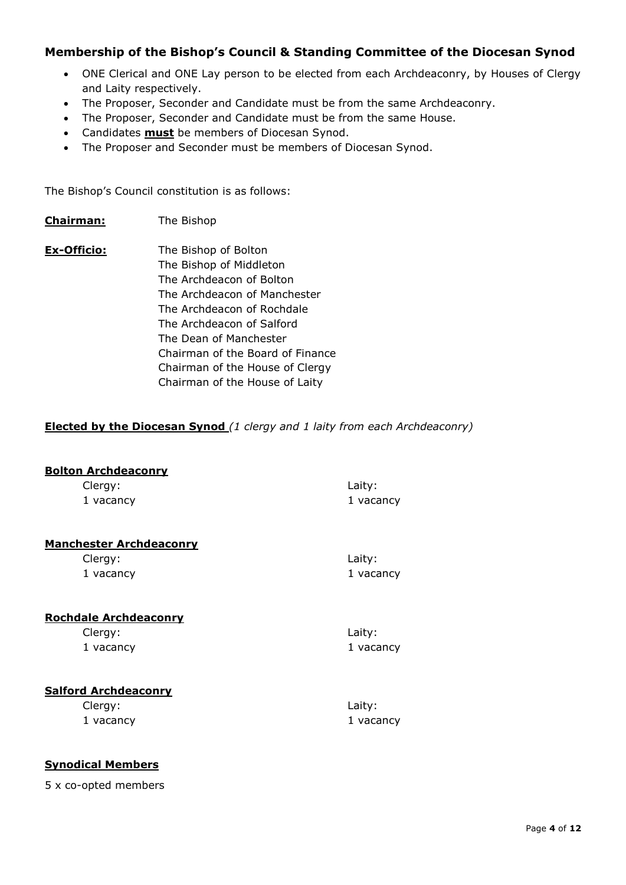## Membership of the Bishop's Council & Standing Committee of the Diocesan Synod

- ONE Clerical and ONE Lay person to be elected from each Archdeaconry, by Houses of Clergy and Laity respectively.
- The Proposer, Seconder and Candidate must be from the same Archdeaconry.
- The Proposer, Seconder and Candidate must be from the same House.
- Candidates **must** be members of Diocesan Synod.
- The Proposer and Seconder must be members of Diocesan Synod.

The Bishop's Council constitution is as follows:

**Chairman:** The Bishop

**Ex-Officio:**
The Bishop of Bolton
The Bishop of Middleton
The Archdeacon of Bolton
The Archdeacon of Manchester
The Archdeacon of Rochdale
The Archdeacon of Salford
The Dean of Manchester
Chairman of the Board of Finance
Chairman of the House of Clergy
Chairman of the House of Laity

**Elected by the Diocesan Synod** *(1 clergy and 1 laity from each Archdeaconry)*

**Bolton Archdeaconry**

| Clergy: | Laity: |
| --- | --- |
| 1 vacancy | 1 vacancy |

**Manchester Archdeaconry**

| Clergy: | Laity: |
| --- | --- |
| 1 vacancy | 1 vacancy |

**Rochdale Archdeaconry**

| Clergy: | Laity: |
| --- | --- |
| 1 vacancy | 1 vacancy |

**Salford Archdeaconry**

| Clergy: | Laity: |
| --- | --- |
| 1 vacancy | 1 vacancy |

**Synodical Members**

5 x co-opted members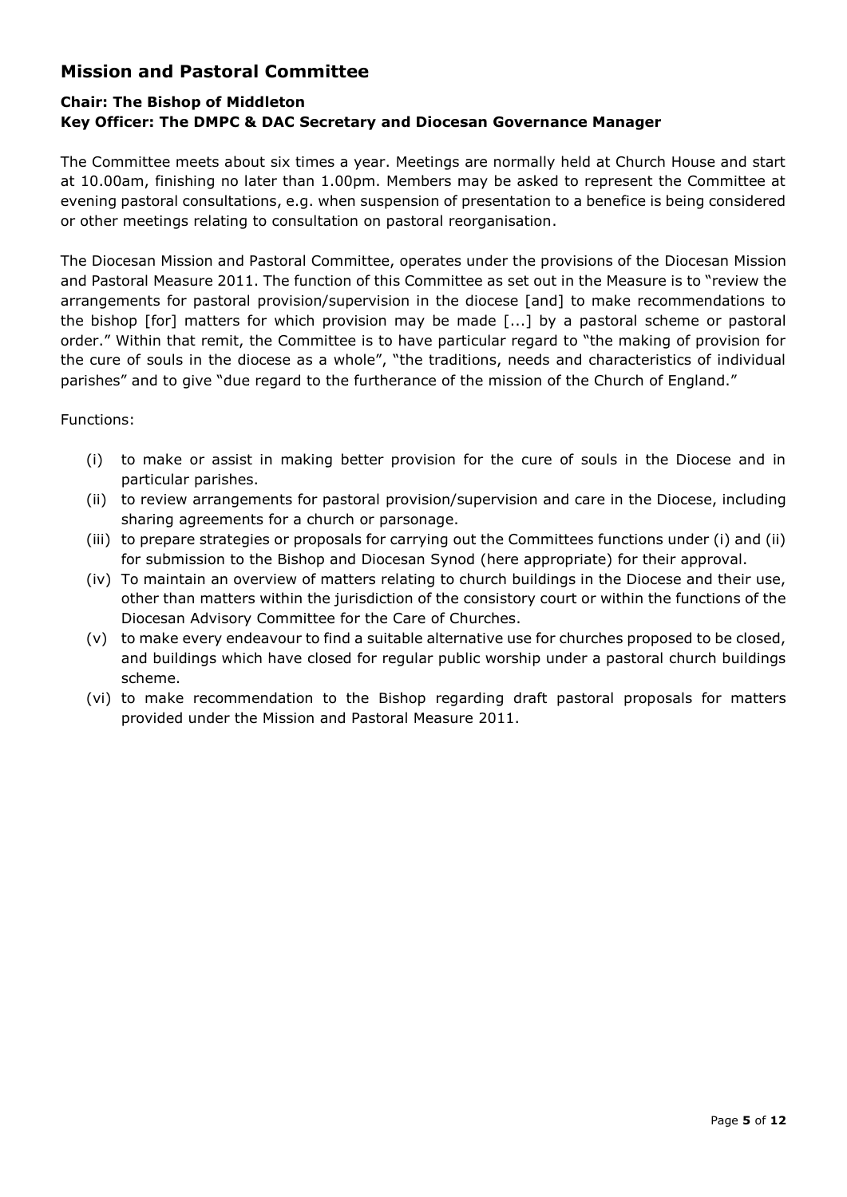## Mission and Pastoral Committee

**Chair: The Bishop of Middleton**
**Key Officer: The DMPC & DAC Secretary and Diocesan Governance Manager**

The Committee meets about six times a year. Meetings are normally held at Church House and start at 10.00am, finishing no later than 1.00pm. Members may be asked to represent the Committee at evening pastoral consultations, e.g. when suspension of presentation to a benefice is being considered or other meetings relating to consultation on pastoral reorganisation.

The Diocesan Mission and Pastoral Committee, operates under the provisions of the Diocesan Mission and Pastoral Measure 2011. The function of this Committee as set out in the Measure is to "review the arrangements for pastoral provision/supervision in the diocese [and] to make recommendations to the bishop [for] matters for which provision may be made [...] by a pastoral scheme or pastoral order." Within that remit, the Committee is to have particular regard to "the making of provision for the cure of souls in the diocese as a whole", "the traditions, needs and characteristics of individual parishes" and to give "due regard to the furtherance of the mission of the Church of England."

Functions:

(i) to make or assist in making better provision for the cure of souls in the Diocese and in particular parishes.

(ii) to review arrangements for pastoral provision/supervision and care in the Diocese, including sharing agreements for a church or parsonage.

(iii) to prepare strategies or proposals for carrying out the Committees functions under (i) and (ii) for submission to the Bishop and Diocesan Synod (here appropriate) for their approval.

(iv) To maintain an overview of matters relating to church buildings in the Diocese and their use, other than matters within the jurisdiction of the consistory court or within the functions of the Diocesan Advisory Committee for the Care of Churches.

(v) to make every endeavour to find a suitable alternative use for churches proposed to be closed, and buildings which have closed for regular public worship under a pastoral church buildings scheme.

(vi) to make recommendation to the Bishop regarding draft pastoral proposals for matters provided under the Mission and Pastoral Measure 2011.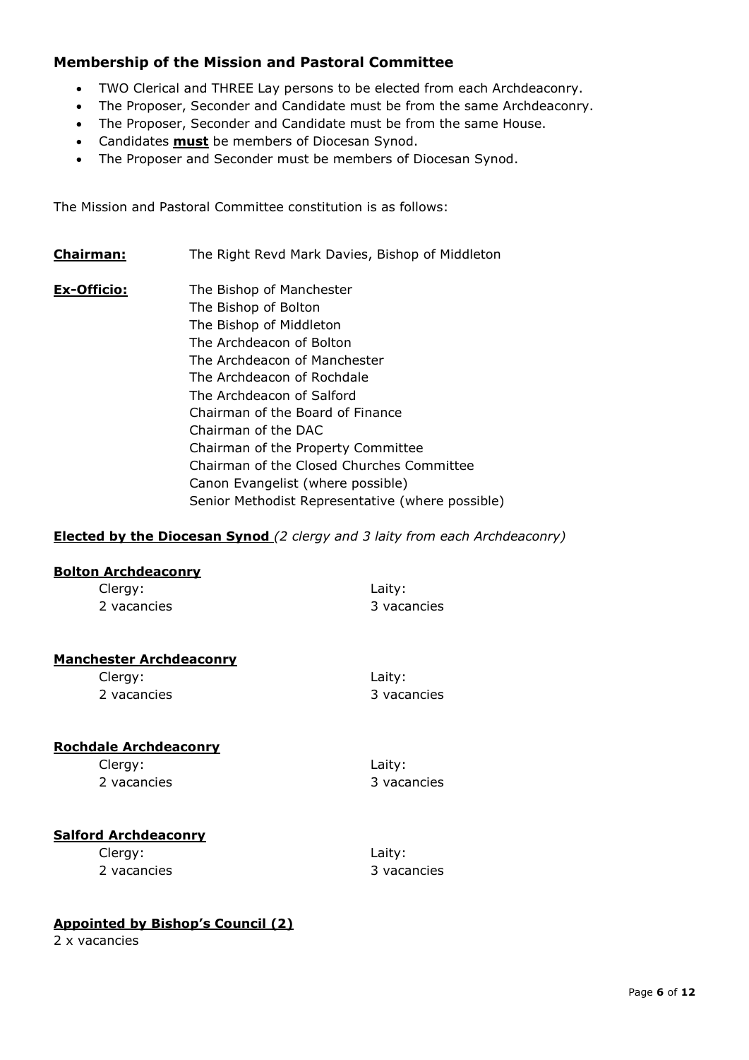## Membership of the Mission and Pastoral Committee

- TWO Clerical and THREE Lay persons to be elected from each Archdeaconry.
- The Proposer, Seconder and Candidate must be from the same Archdeaconry.
- The Proposer, Seconder and Candidate must be from the same House.
- Candidates **must** be members of Diocesan Synod.
- The Proposer and Seconder must be members of Diocesan Synod.

The Mission and Pastoral Committee constitution is as follows:

**Chairman:** The Right Revd Mark Davies, Bishop of Middleton

**Ex-Officio:**
The Bishop of Manchester
The Bishop of Bolton
The Bishop of Middleton
The Archdeacon of Bolton
The Archdeacon of Manchester
The Archdeacon of Rochdale
The Archdeacon of Salford
Chairman of the Board of Finance
Chairman of the DAC
Chairman of the Property Committee
Chairman of the Closed Churches Committee
Canon Evangelist (where possible)
Senior Methodist Representative (where possible)

**Elected by the Diocesan Synod** *(2 clergy and 3 laity from each Archdeaconry)*

**Bolton Archdeaconry**

| Clergy: | Laity: |
|---|---|
| 2 vacancies | 3 vacancies |

**Manchester Archdeaconry**

| Clergy: | Laity: |
|---|---|
| 2 vacancies | 3 vacancies |

**Rochdale Archdeaconry**

| Clergy: | Laity: |
|---|---|
| 2 vacancies | 3 vacancies |

**Salford Archdeaconry**

| Clergy: | Laity: |
|---|---|
| 2 vacancies | 3 vacancies |

**Appointed by Bishop's Council (2)**

2 x vacancies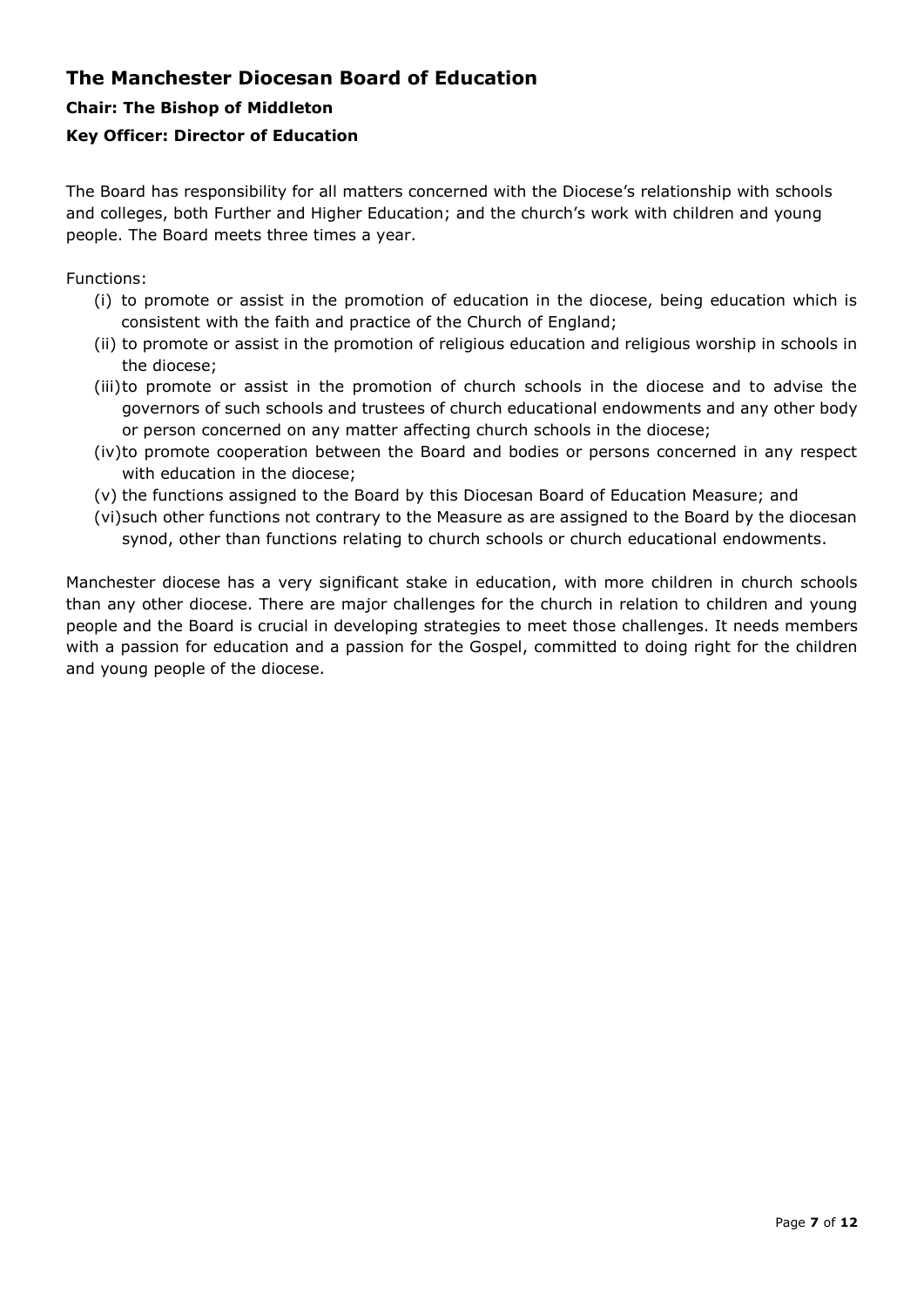## The Manchester Diocesan Board of Education

### Chair: The Bishop of Middleton

### Key Officer: Director of Education

The Board has responsibility for all matters concerned with the Diocese's relationship with schools and colleges, both Further and Higher Education; and the church's work with children and young people. The Board meets three times a year.

Functions:

- (i) to promote or assist in the promotion of education in the diocese, being education which is consistent with the faith and practice of the Church of England;
- (ii) to promote or assist in the promotion of religious education and religious worship in schools in the diocese;
- (iii) to promote or assist in the promotion of church schools in the diocese and to advise the governors of such schools and trustees of church educational endowments and any other body or person concerned on any matter affecting church schools in the diocese;
- (iv) to promote cooperation between the Board and bodies or persons concerned in any respect with education in the diocese;
- (v) the functions assigned to the Board by this Diocesan Board of Education Measure; and
- (vi) such other functions not contrary to the Measure as are assigned to the Board by the diocesan synod, other than functions relating to church schools or church educational endowments.

Manchester diocese has a very significant stake in education, with more children in church schools than any other diocese. There are major challenges for the church in relation to children and young people and the Board is crucial in developing strategies to meet those challenges. It needs members with a passion for education and a passion for the Gospel, committed to doing right for the children and young people of the diocese.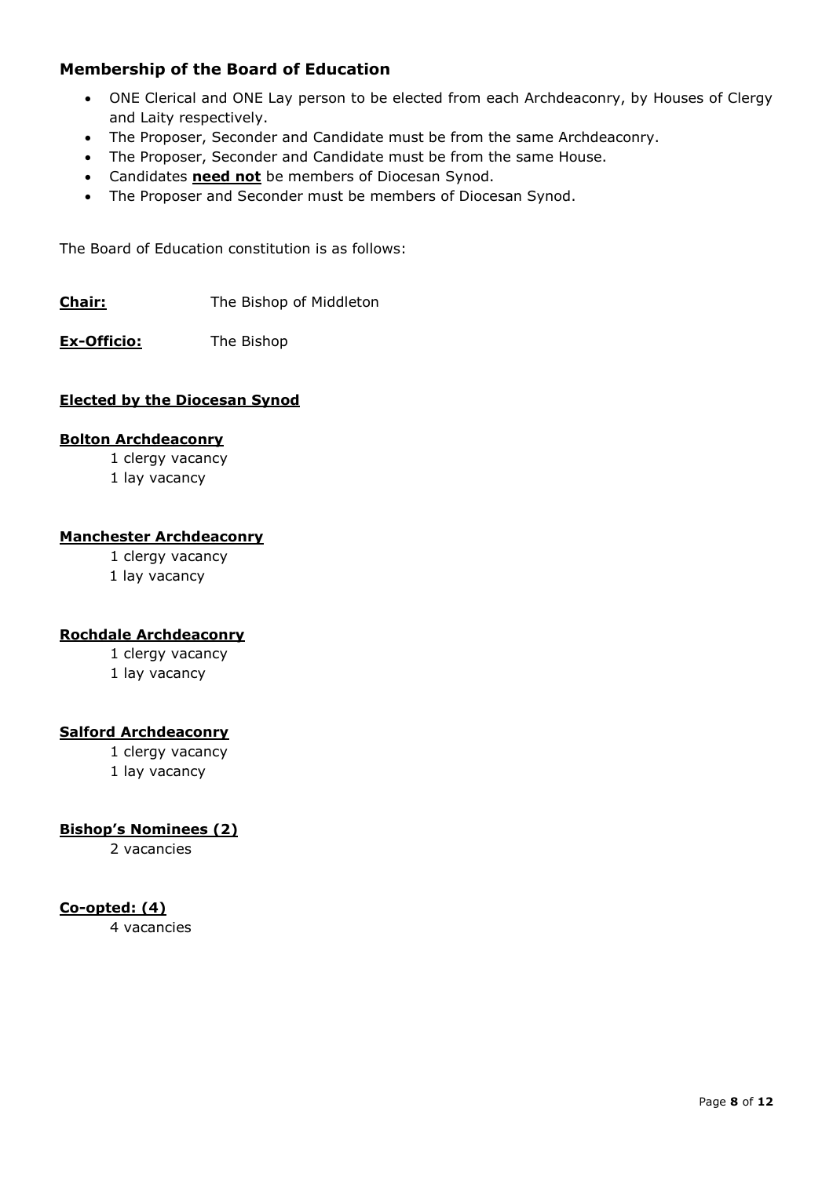## Membership of the Board of Education

- ONE Clerical and ONE Lay person to be elected from each Archdeaconry, by Houses of Clergy and Laity respectively.
- The Proposer, Seconder and Candidate must be from the same Archdeaconry.
- The Proposer, Seconder and Candidate must be from the same House.
- Candidates **need not** be members of Diocesan Synod.
- The Proposer and Seconder must be members of Diocesan Synod.

The Board of Education constitution is as follows:

**Chair:** The Bishop of Middleton

**Ex-Officio:** The Bishop

**Elected by the Diocesan Synod**

**Bolton Archdeaconry**

1 clergy vacancy
1 lay vacancy

**Manchester Archdeaconry**

1 clergy vacancy
1 lay vacancy

**Rochdale Archdeaconry**

1 clergy vacancy
1 lay vacancy

**Salford Archdeaconry**

1 clergy vacancy
1 lay vacancy

**Bishop's Nominees (2)**

2 vacancies

**Co-opted: (4)**

4 vacancies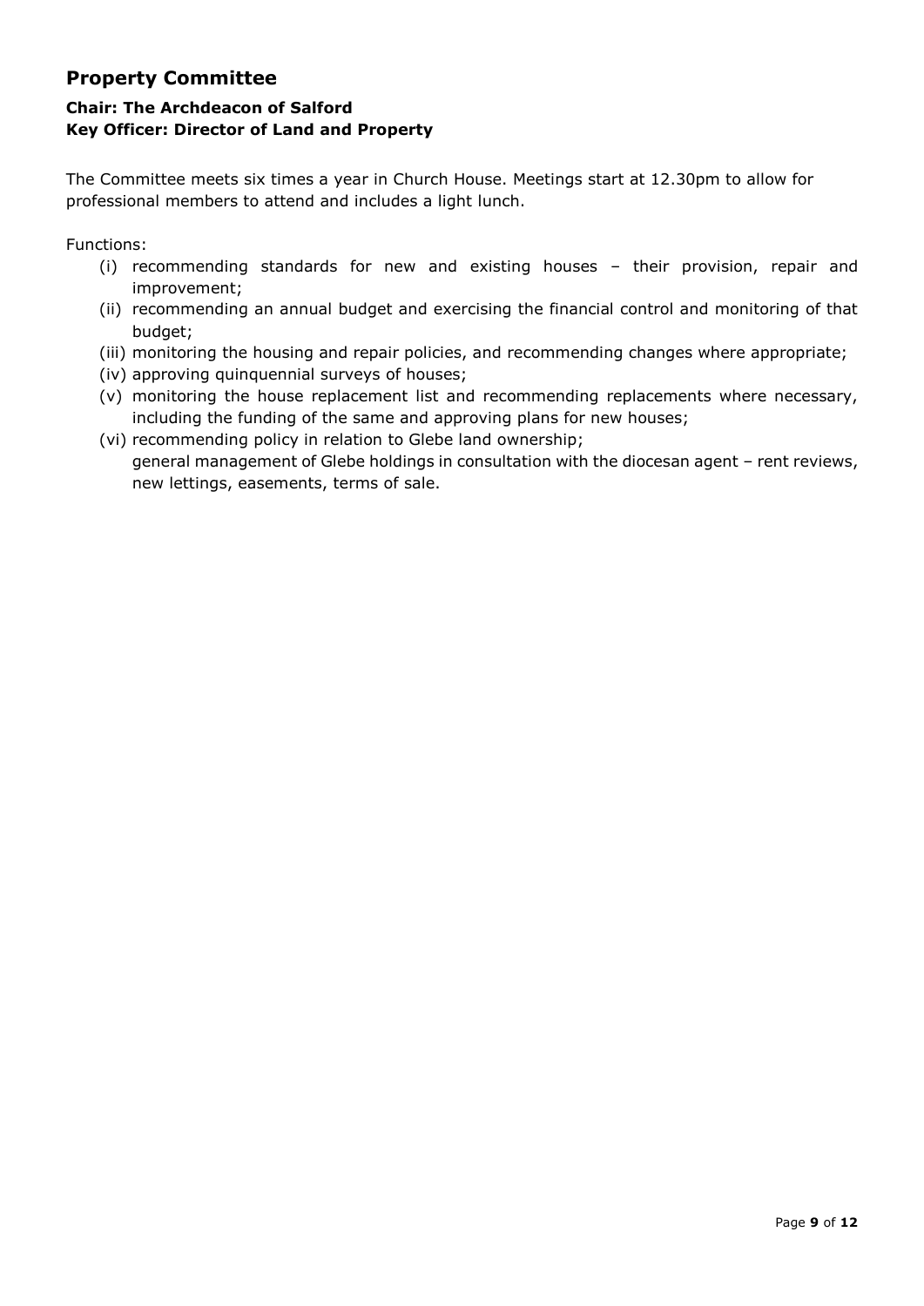## Property Committee

**Chair: The Archdeacon of Salford**
**Key Officer: Director of Land and Property**

The Committee meets six times a year in Church House. Meetings start at 12.30pm to allow for professional members to attend and includes a light lunch.

Functions:

- (i) recommending standards for new and existing houses – their provision, repair and improvement;
- (ii) recommending an annual budget and exercising the financial control and monitoring of that budget;
- (iii) monitoring the housing and repair policies, and recommending changes where appropriate;
- (iv) approving quinquennial surveys of houses;
- (v) monitoring the house replacement list and recommending replacements where necessary, including the funding of the same and approving plans for new houses;
- (vi) recommending policy in relation to Glebe land ownership;
  general management of Glebe holdings in consultation with the diocesan agent – rent reviews, new lettings, easements, terms of sale.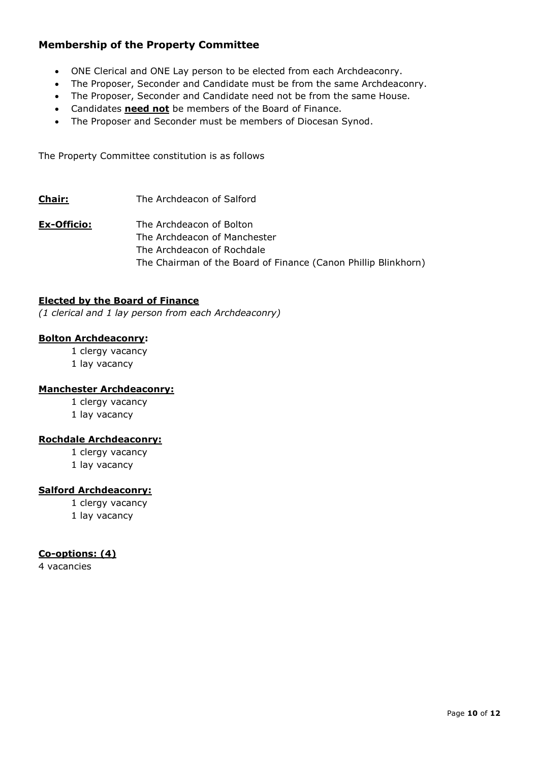## Membership of the Property Committee

- ONE Clerical and ONE Lay person to be elected from each Archdeaconry.
- The Proposer, Seconder and Candidate must be from the same Archdeaconry.
- The Proposer, Seconder and Candidate need not be from the same House.
- Candidates **need not** be members of the Board of Finance.
- The Proposer and Seconder must be members of Diocesan Synod.

The Property Committee constitution is as follows

**Chair:** The Archdeacon of Salford

**Ex-Officio:** The Archdeacon of Bolton
The Archdeacon of Manchester
The Archdeacon of Rochdale
The Chairman of the Board of Finance (Canon Phillip Blinkhorn)

**Elected by the Board of Finance**
*(1 clerical and 1 lay person from each Archdeaconry)*

**Bolton Archdeaconry:**
1 clergy vacancy
1 lay vacancy

**Manchester Archdeaconry:**
1 clergy vacancy
1 lay vacancy

**Rochdale Archdeaconry:**
1 clergy vacancy
1 lay vacancy

**Salford Archdeaconry:**
1 clergy vacancy
1 lay vacancy

**Co-options: (4)**
4 vacancies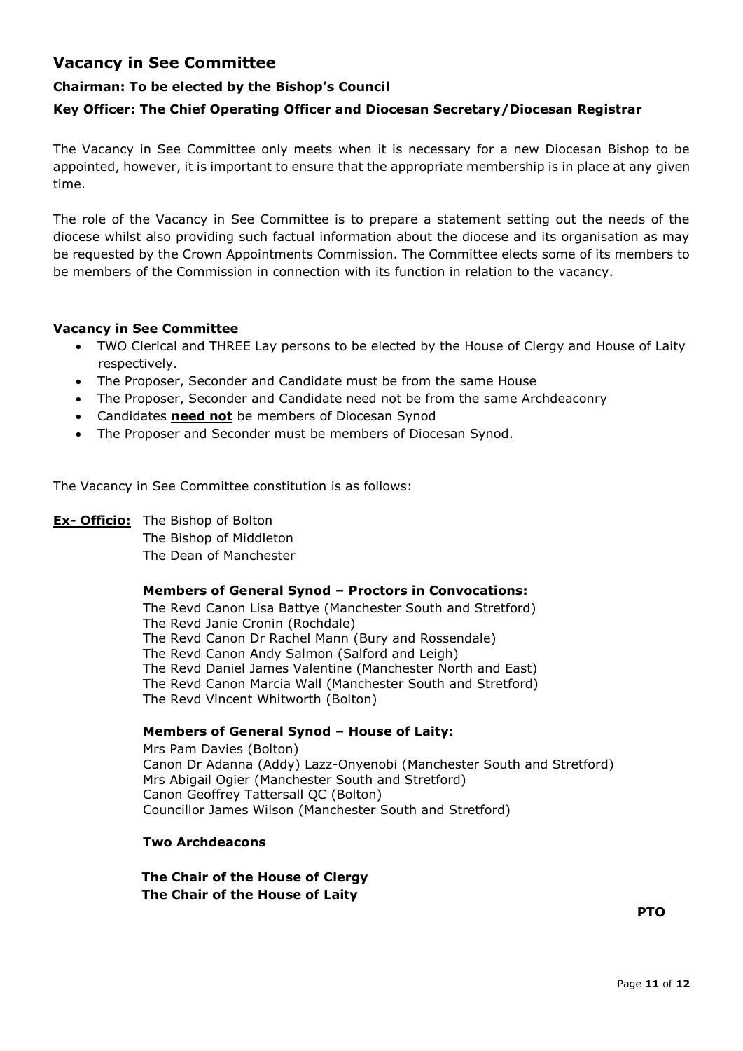## Vacancy in See Committee

**Chairman: To be elected by the Bishop's Council**

**Key Officer: The Chief Operating Officer and Diocesan Secretary/Diocesan Registrar**

The Vacancy in See Committee only meets when it is necessary for a new Diocesan Bishop to be appointed, however, it is important to ensure that the appropriate membership is in place at any given time.

The role of the Vacancy in See Committee is to prepare a statement setting out the needs of the diocese whilst also providing such factual information about the diocese and its organisation as may be requested by the Crown Appointments Commission. The Committee elects some of its members to be members of the Commission in connection with its function in relation to the vacancy.

**Vacancy in See Committee**

- TWO Clerical and THREE Lay persons to be elected by the House of Clergy and House of Laity respectively.
- The Proposer, Seconder and Candidate must be from the same House
- The Proposer, Seconder and Candidate need not be from the same Archdeaconry
- Candidates **need not** be members of Diocesan Synod
- The Proposer and Seconder must be members of Diocesan Synod.

The Vacancy in See Committee constitution is as follows:

**Ex- Officio:** The Bishop of Bolton
The Bishop of Middleton
The Dean of Manchester

**Members of General Synod – Proctors in Convocations:**

The Revd Canon Lisa Battye (Manchester South and Stretford)
The Revd Janie Cronin (Rochdale)
The Revd Canon Dr Rachel Mann (Bury and Rossendale)
The Revd Canon Andy Salmon (Salford and Leigh)
The Revd Daniel James Valentine (Manchester North and East)
The Revd Canon Marcia Wall (Manchester South and Stretford)
The Revd Vincent Whitworth (Bolton)

**Members of General Synod – House of Laity:**

Mrs Pam Davies (Bolton)
Canon Dr Adanna (Addy) Lazz-Onyenobi (Manchester South and Stretford)
Mrs Abigail Ogier (Manchester South and Stretford)
Canon Geoffrey Tattersall QC (Bolton)
Councillor James Wilson (Manchester South and Stretford)

**Two Archdeacons**

**The Chair of the House of Clergy**
**The Chair of the House of Laity**

**PTO**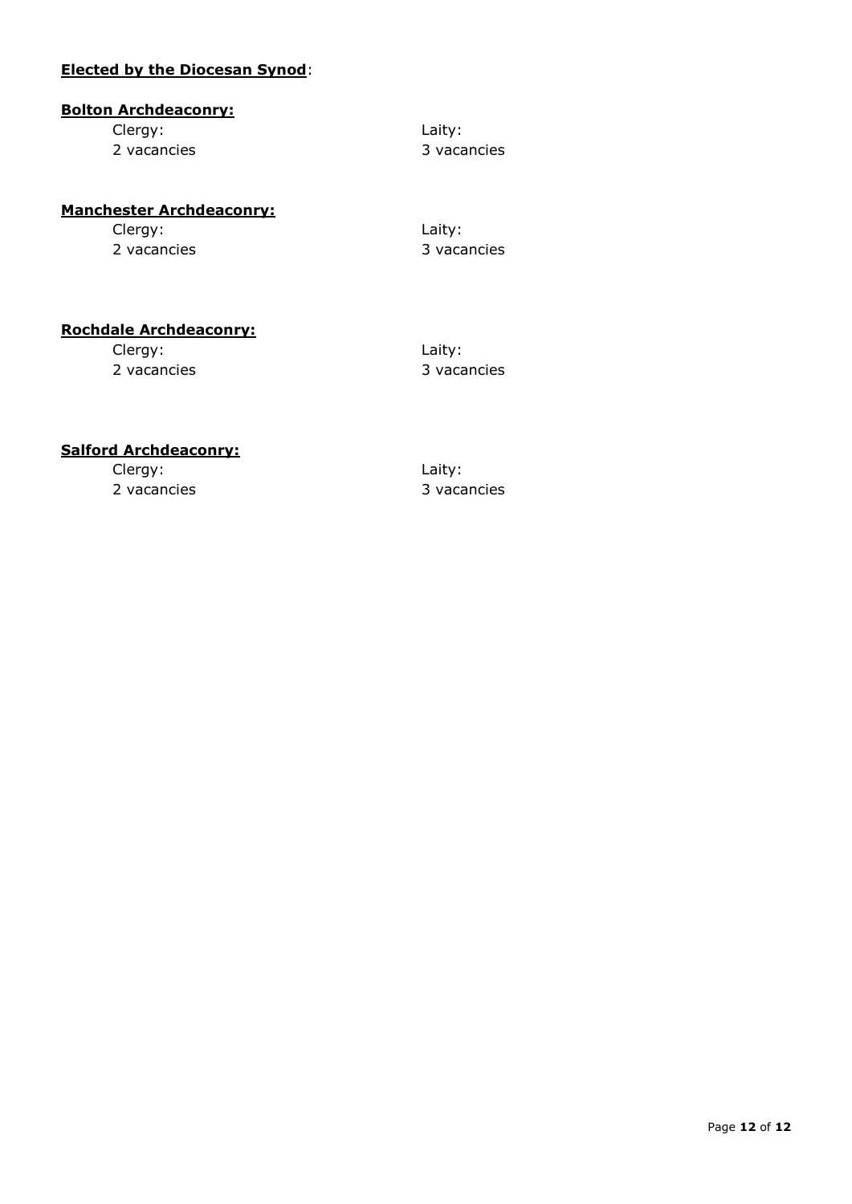**Elected by the Diocesan Synod**:

**Bolton Archdeaconry:**

| | |
|---|---|
| Clergy: | Laity: |
| 2 vacancies | 3 vacancies |

**Manchester Archdeaconry:**

| | |
|---|---|
| Clergy: | Laity: |
| 2 vacancies | 3 vacancies |

**Rochdale Archdeaconry:**

| | |
|---|---|
| Clergy: | Laity: |
| 2 vacancies | 3 vacancies |

**Salford Archdeaconry:**

| | |
|---|---|
| Clergy: | Laity: |
| 2 vacancies | 3 vacancies |